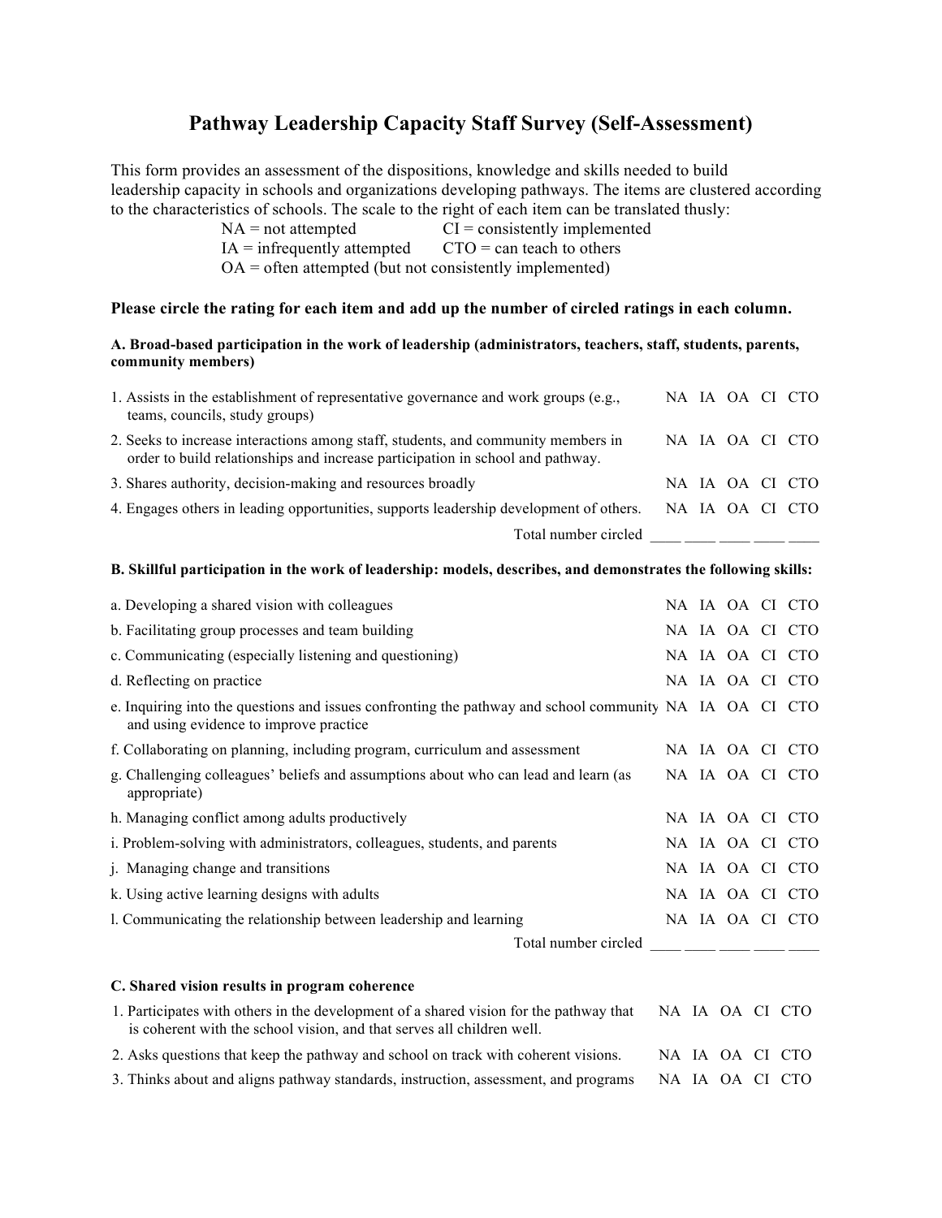# Pathway Leadership Capacity Staff Survey (Self-Assessment)

This form provides an assessment of the dispositions, knowledge and skills needed to build leadership capacity in schools and organizations developing pathways. The items are clustered according to the characteristics of schools. The scale to the right of each item can be translated thusly:

NA = not attempted  CI = consistently implemented
IA = infrequently attempted  CTO = can teach to others
OA = often attempted (but not consistently implemented)

**Please circle the rating for each item and add up the number of circled ratings in each column.**

**A. Broad-based participation in the work of leadership (administrators, teachers, staff, students, parents, community members)**

| Item | | | | | |
|---|---|---|---|---|---|
| 1. Assists in the establishment of representative governance and work groups (e.g., teams, councils, study groups) | NA | IA | OA | CI | CTO |
| 2. Seeks to increase interactions among staff, students, and community members in order to build relationships and increase participation in school and pathway. | NA | IA | OA | CI | CTO |
| 3. Shares authority, decision-making and resources broadly | NA | IA | OA | CI | CTO |
| 4. Engages others in leading opportunities, supports leadership development of others. | NA | IA | OA | CI | CTO |
| Total number circled | ____ | ____ | ____ | ____ | ____ |

**B. Skillful participation in the work of leadership: models, describes, and demonstrates the following skills:**

| Item | | | | | |
|---|---|---|---|---|---|
| a. Developing a shared vision with colleagues | NA | IA | OA | CI | CTO |
| b. Facilitating group processes and team building | NA | IA | OA | CI | CTO |
| c. Communicating (especially listening and questioning) | NA | IA | OA | CI | CTO |
| d. Reflecting on practice | NA | IA | OA | CI | CTO |
| e. Inquiring into the questions and issues confronting the pathway and school community and using evidence to improve practice | NA | IA | OA | CI | CTO |
| f. Collaborating on planning, including program, curriculum and assessment | NA | IA | OA | CI | CTO |
| g. Challenging colleagues' beliefs and assumptions about who can lead and learn (as appropriate) | NA | IA | OA | CI | CTO |
| h. Managing conflict among adults productively | NA | IA | OA | CI | CTO |
| i. Problem-solving with administrators, colleagues, students, and parents | NA | IA | OA | CI | CTO |
| j. Managing change and transitions | NA | IA | OA | CI | CTO |
| k. Using active learning designs with adults | NA | IA | OA | CI | CTO |
| l. Communicating the relationship between leadership and learning | NA | IA | OA | CI | CTO |
| Total number circled | ____ | ____ | ____ | ____ | ____ |

**C. Shared vision results in program coherence**

| Item | | | | | |
|---|---|---|---|---|---|
| 1. Participates with others in the development of a shared vision for the pathway that is coherent with the school vision, and that serves all children well. | NA | IA | OA | CI | CTO |
| 2. Asks questions that keep the pathway and school on track with coherent visions. | NA | IA | OA | CI | CTO |
| 3. Thinks about and aligns pathway standards, instruction, assessment, and programs | NA | IA | OA | CI | CTO |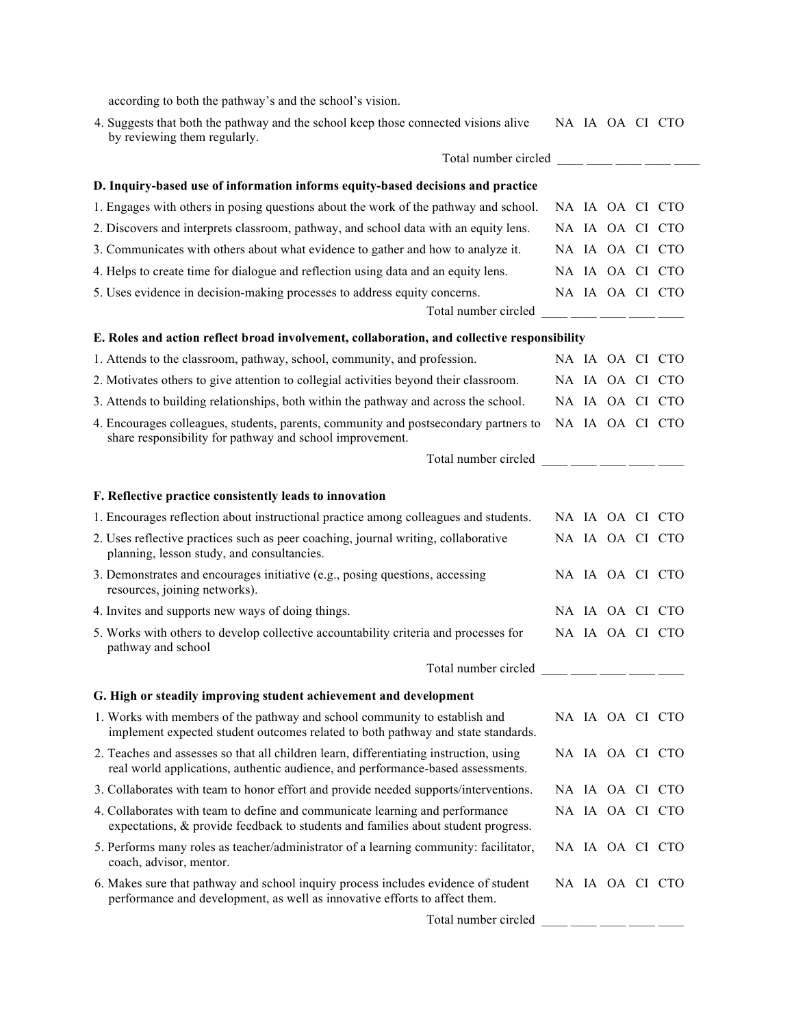according to both the pathway's and the school's vision.

| | |
|---|---|
| 4. Suggests that both the pathway and the school keep those connected visions alive by reviewing them regularly. | NA IA OA CI CTO |
| Total number circled | ____ ____ ____ ____ ____ |

**D. Inquiry-based use of information informs equity-based decisions and practice**

| | |
|---|---|
| 1. Engages with others in posing questions about the work of the pathway and school. | NA IA OA CI CTO |
| 2. Discovers and interprets classroom, pathway, and school data with an equity lens. | NA IA OA CI CTO |
| 3. Communicates with others about what evidence to gather and how to analyze it. | NA IA OA CI CTO |
| 4. Helps to create time for dialogue and reflection using data and an equity lens. | NA IA OA CI CTO |
| 5. Uses evidence in decision-making processes to address equity concerns. | NA IA OA CI CTO |
| Total number circled | ____ ____ ____ ____ ____ |

**E. Roles and action reflect broad involvement, collaboration, and collective responsibility**

| | |
|---|---|
| 1. Attends to the classroom, pathway, school, community, and profession. | NA IA OA CI CTO |
| 2. Motivates others to give attention to collegial activities beyond their classroom. | NA IA OA CI CTO |
| 3. Attends to building relationships, both within the pathway and across the school. | NA IA OA CI CTO |
| 4. Encourages colleagues, students, parents, community and postsecondary partners to share responsibility for pathway and school improvement. | NA IA OA CI CTO |
| Total number circled | ____ ____ ____ ____ ____ |

**F. Reflective practice consistently leads to innovation**

| | |
|---|---|
| 1. Encourages reflection about instructional practice among colleagues and students. | NA IA OA CI CTO |
| 2. Uses reflective practices such as peer coaching, journal writing, collaborative planning, lesson study, and consultancies. | NA IA OA CI CTO |
| 3. Demonstrates and encourages initiative (e.g., posing questions, accessing resources, joining networks). | NA IA OA CI CTO |
| 4. Invites and supports new ways of doing things. | NA IA OA CI CTO |
| 5. Works with others to develop collective accountability criteria and processes for pathway and school | NA IA OA CI CTO |
| Total number circled | ____ ____ ____ ____ ____ |

**G. High or steadily improving student achievement and development**

| | |
|---|---|
| 1. Works with members of the pathway and school community to establish and implement expected student outcomes related to both pathway and state standards. | NA IA OA CI CTO |
| 2. Teaches and assesses so that all children learn, differentiating instruction, using real world applications, authentic audience, and performance-based assessments. | NA IA OA CI CTO |
| 3. Collaborates with team to honor effort and provide needed supports/interventions. | NA IA OA CI CTO |
| 4. Collaborates with team to define and communicate learning and performance expectations, & provide feedback to students and families about student progress. | NA IA OA CI CTO |
| 5. Performs many roles as teacher/administrator of a learning community: facilitator, coach, advisor, mentor. | NA IA OA CI CTO |
| 6. Makes sure that pathway and school inquiry process includes evidence of student performance and development, as well as innovative efforts to affect them. | NA IA OA CI CTO |
| Total number circled | ____ ____ ____ ____ ____ |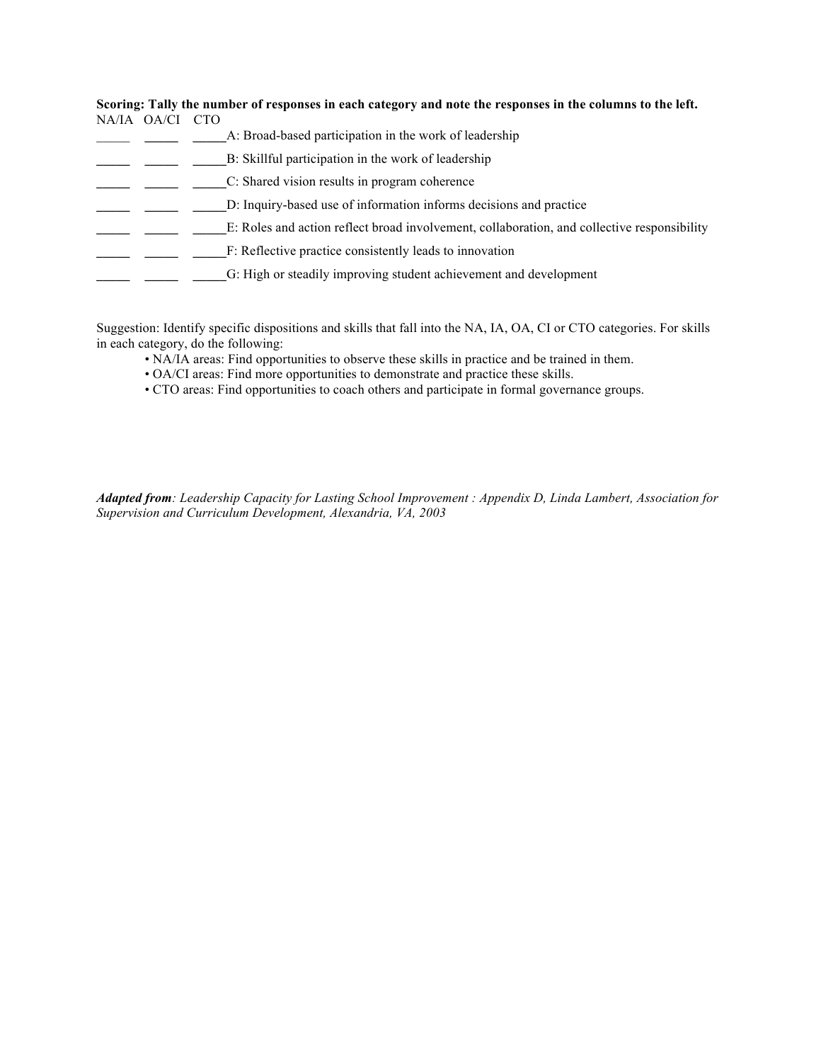**Scoring: Tally the number of responses in each category and note the responses in the columns to the left.**

| NA/IA | OA/CI | CTO | |
|---|---|---|---|
| _____ | _____ | _____ | A: Broad-based participation in the work of leadership |
| _____ | _____ | _____ | B: Skillful participation in the work of leadership |
| _____ | _____ | _____ | C: Shared vision results in program coherence |
| _____ | _____ | _____ | D: Inquiry-based use of information informs decisions and practice |
| _____ | _____ | _____ | E: Roles and action reflect broad involvement, collaboration, and collective responsibility |
| _____ | _____ | _____ | F: Reflective practice consistently leads to innovation |
| _____ | _____ | _____ | G: High or steadily improving student achievement and development |

Suggestion: Identify specific dispositions and skills that fall into the NA, IA, OA, CI or CTO categories. For skills in each category, do the following:

- NA/IA areas: Find opportunities to observe these skills in practice and be trained in them.
- OA/CI areas: Find more opportunities to demonstrate and practice these skills.
- CTO areas: Find opportunities to coach others and participate in formal governance groups.

***Adapted from****: Leadership Capacity for Lasting School Improvement : Appendix D, Linda Lambert, Association for Supervision and Curriculum Development, Alexandria, VA, 2003*